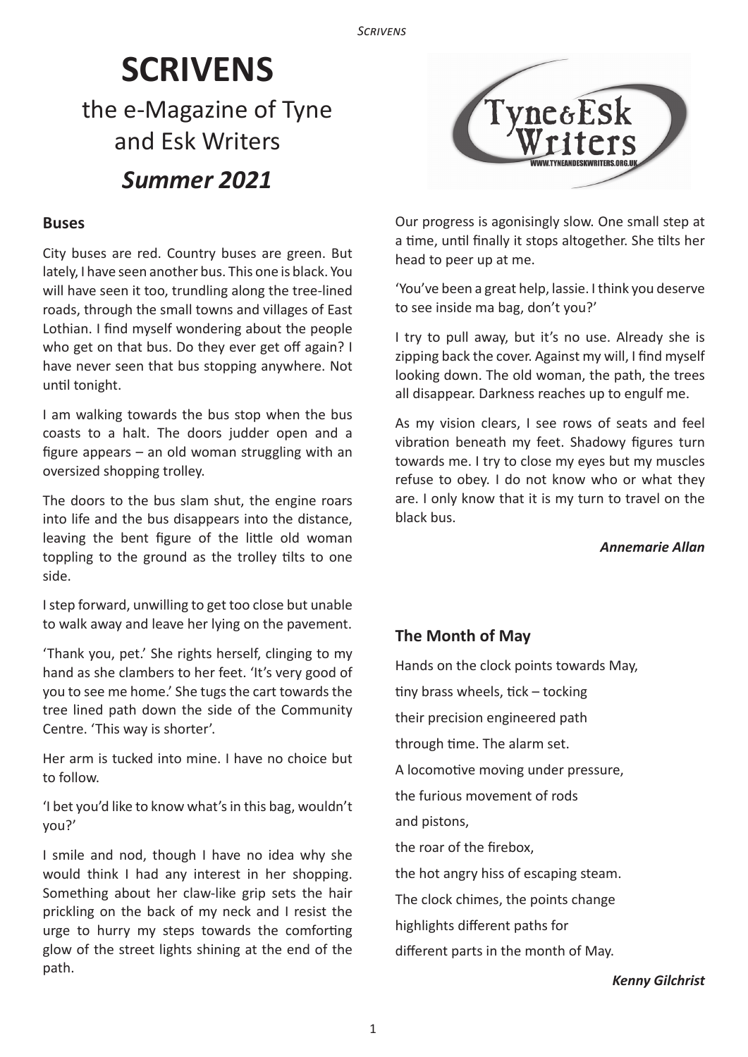# SCRIVENS

## the e-Magazine of Tyne and Esk Writers

## *Summer 2021*

### Buses

City buses are red. Country buses are green. But lately, I have seen another bus. This one is black. You will have seen it too, trundling along the tree-lined roads, through the small towns and villages of East Lothian. I find myself wondering about the people who get on that bus. Do they ever get off again? I have never seen that bus stopping anywhere. Not until tonight.

I am walking towards the bus stop when the bus coasts to a halt. The doors judder open and a figure appears – an old woman struggling with an oversized shopping trolley.

The doors to the bus slam shut, the engine roars into life and the bus disappears into the distance, leaving the bent figure of the little old woman toppling to the ground as the trolley tilts to one side.

I step forward, unwilling to get too close but unable to walk away and leave her lying on the pavement.

'Thank you, pet.' She rights herself, clinging to my hand as she clambers to her feet. 'It's very good of you to see me home.' She tugs the cart towards the tree lined path down the side of the Community Centre. 'This way is shorter'.

Her arm is tucked into mine. I have no choice but to follow.

'I bet you'd like to know what's in this bag, wouldn't you?'

I smile and nod, though I have no idea why she would think I had any interest in her shopping. Something about her claw-like grip sets the hair prickling on the back of my neck and I resist the urge to hurry my steps towards the comforting glow of the street lights shining at the end of the path.

Our progress is agonisingly slow. One small step at a time, until finally it stops altogether. She tilts her head to peer up at me.

'You've been a great help, lassie. I think you deserve to see inside ma bag, don't you?'

I try to pull away, but it's no use. Already she is zipping back the cover. Against my will, I find myself looking down. The old woman, the path, the trees all disappear. Darkness reaches up to engulf me.

As my vision clears, I see rows of seats and feel vibration beneath my feet. Shadowy figures turn towards me. I try to close my eyes but my muscles refuse to obey. I do not know who or what they are. I only know that it is my turn to travel on the black bus.

***Annemarie Allan***

### The Month of May

Hands on the clock points towards May,

tiny brass wheels, tick – tocking

their precision engineered path

through time. The alarm set.

A locomotive moving under pressure,

the furious movement of rods

and pistons,

the roar of the firebox,

the hot angry hiss of escaping steam.

The clock chimes, the points change

highlights different paths for

different parts in the month of May.

***Kenny Gilchrist***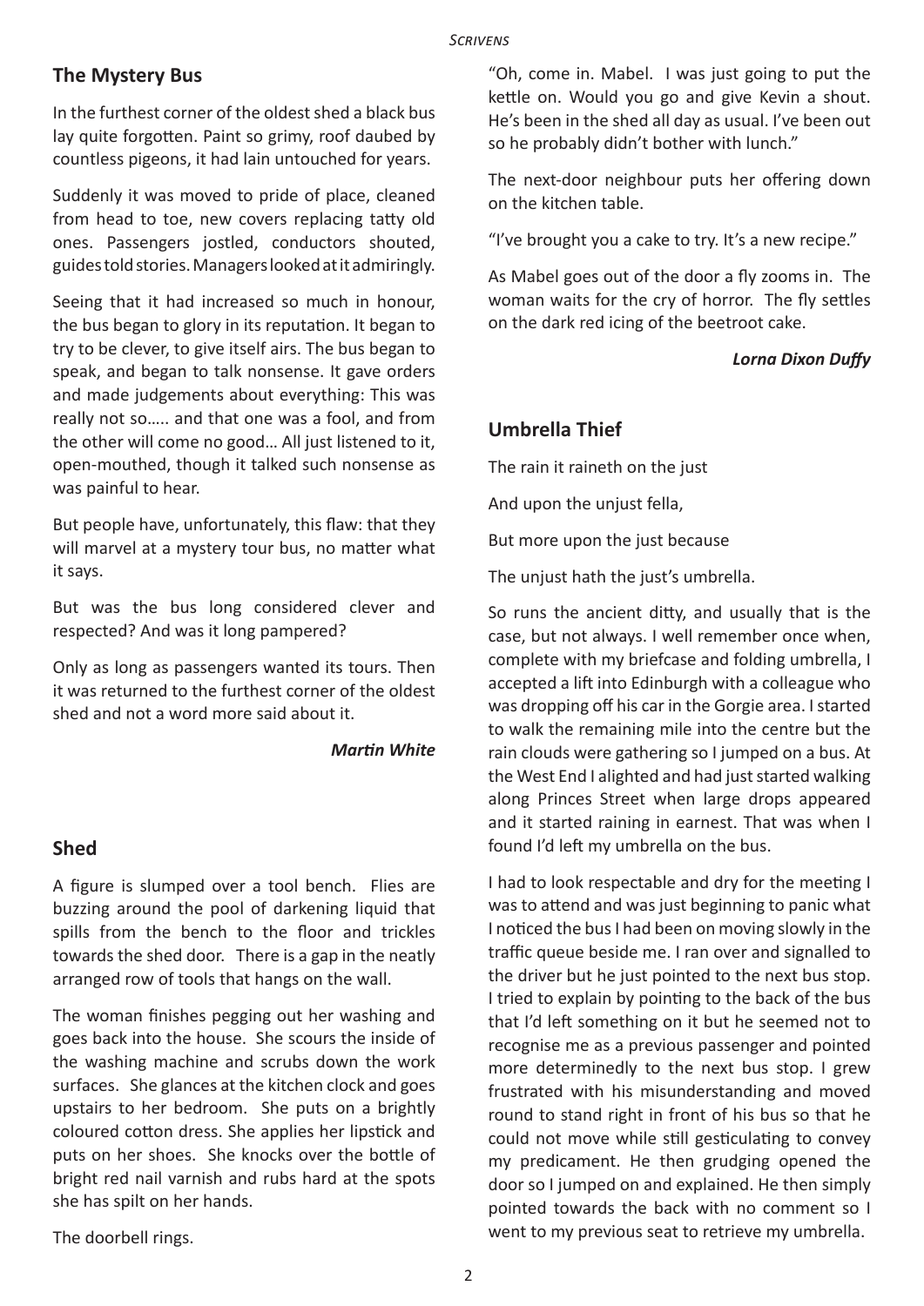## The Mystery Bus

In the furthest corner of the oldest shed a black bus lay quite forgotten. Paint so grimy, roof daubed by countless pigeons, it had lain untouched for years.

Suddenly it was moved to pride of place, cleaned from head to toe, new covers replacing tatty old ones. Passengers jostled, conductors shouted, guides told stories. Managers looked at it admiringly.

Seeing that it had increased so much in honour, the bus began to glory in its reputation. It began to try to be clever, to give itself airs. The bus began to speak, and began to talk nonsense. It gave orders and made judgements about everything: This was really not so….. and that one was a fool, and from the other will come no good… All just listened to it, open-mouthed, though it talked such nonsense as was painful to hear.

But people have, unfortunately, this flaw: that they will marvel at a mystery tour bus, no matter what it says.

But was the bus long considered clever and respected? And was it long pampered?

Only as long as passengers wanted its tours. Then it was returned to the furthest corner of the oldest shed and not a word more said about it.

***Martin White***

## Shed

A figure is slumped over a tool bench. Flies are buzzing around the pool of darkening liquid that spills from the bench to the floor and trickles towards the shed door. There is a gap in the neatly arranged row of tools that hangs on the wall.

The woman finishes pegging out her washing and goes back into the house. She scours the inside of the washing machine and scrubs down the work surfaces. She glances at the kitchen clock and goes upstairs to her bedroom. She puts on a brightly coloured cotton dress. She applies her lipstick and puts on her shoes. She knocks over the bottle of bright red nail varnish and rubs hard at the spots she has spilt on her hands.

The doorbell rings.

"Oh, come in. Mabel. I was just going to put the kettle on. Would you go and give Kevin a shout. He's been in the shed all day as usual. I've been out so he probably didn't bother with lunch."

The next-door neighbour puts her offering down on the kitchen table.

"I've brought you a cake to try. It's a new recipe."

As Mabel goes out of the door a fly zooms in. The woman waits for the cry of horror. The fly settles on the dark red icing of the beetroot cake.

***Lorna Dixon Duffy***

## Umbrella Thief

The rain it raineth on the just

And upon the unjust fella,

But more upon the just because

The unjust hath the just's umbrella.

So runs the ancient ditty, and usually that is the case, but not always. I well remember once when, complete with my briefcase and folding umbrella, I accepted a lift into Edinburgh with a colleague who was dropping off his car in the Gorgie area. I started to walk the remaining mile into the centre but the rain clouds were gathering so I jumped on a bus. At the West End I alighted and had just started walking along Princes Street when large drops appeared and it started raining in earnest. That was when I found I'd left my umbrella on the bus.

I had to look respectable and dry for the meeting I was to attend and was just beginning to panic what I noticed the bus I had been on moving slowly in the traffic queue beside me. I ran over and signalled to the driver but he just pointed to the next bus stop. I tried to explain by pointing to the back of the bus that I'd left something on it but he seemed not to recognise me as a previous passenger and pointed more determinedly to the next bus stop. I grew frustrated with his misunderstanding and moved round to stand right in front of his bus so that he could not move while still gesticulating to convey my predicament. He then grudging opened the door so I jumped on and explained. He then simply pointed towards the back with no comment so I went to my previous seat to retrieve my umbrella.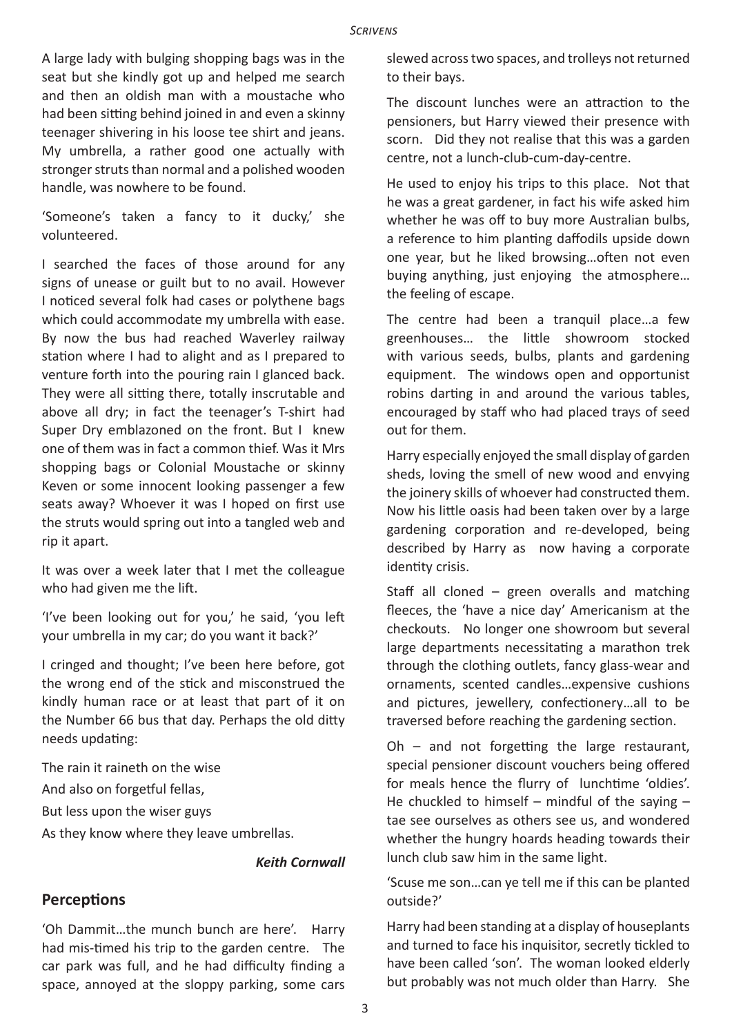A large lady with bulging shopping bags was in the seat but she kindly got up and helped me search and then an oldish man with a moustache who had been sitting behind joined in and even a skinny teenager shivering in his loose tee shirt and jeans. My umbrella, a rather good one actually with stronger struts than normal and a polished wooden handle, was nowhere to be found.

'Someone's taken a fancy to it ducky,' she volunteered.

I searched the faces of those around for any signs of unease or guilt but to no avail. However I noticed several folk had cases or polythene bags which could accommodate my umbrella with ease. By now the bus had reached Waverley railway station where I had to alight and as I prepared to venture forth into the pouring rain I glanced back. They were all sitting there, totally inscrutable and above all dry; in fact the teenager's T-shirt had Super Dry emblazoned on the front. But I knew one of them was in fact a common thief. Was it Mrs shopping bags or Colonial Moustache or skinny Keven or some innocent looking passenger a few seats away? Whoever it was I hoped on first use the struts would spring out into a tangled web and rip it apart.

It was over a week later that I met the colleague who had given me the lift.

'I've been looking out for you,' he said, 'you left your umbrella in my car; do you want it back?'

I cringed and thought; I've been here before, got the wrong end of the stick and misconstrued the kindly human race or at least that part of it on the Number 66 bus that day. Perhaps the old ditty needs updating:

The rain it raineth on the wise
And also on forgetful fellas,
But less upon the wiser guys
As they know where they leave umbrellas.

***Keith Cornwall***

## Perceptions

'Oh Dammit…the munch bunch are here'. Harry had mis-timed his trip to the garden centre. The car park was full, and he had difficulty finding a space, annoyed at the sloppy parking, some cars slewed across two spaces, and trolleys not returned to their bays.

The discount lunches were an attraction to the pensioners, but Harry viewed their presence with scorn. Did they not realise that this was a garden centre, not a lunch-club-cum-day-centre.

He used to enjoy his trips to this place. Not that he was a great gardener, in fact his wife asked him whether he was off to buy more Australian bulbs, a reference to him planting daffodils upside down one year, but he liked browsing…often not even buying anything, just enjoying the atmosphere… the feeling of escape.

The centre had been a tranquil place…a few greenhouses… the little showroom stocked with various seeds, bulbs, plants and gardening equipment. The windows open and opportunist robins darting in and around the various tables, encouraged by staff who had placed trays of seed out for them.

Harry especially enjoyed the small display of garden sheds, loving the smell of new wood and envying the joinery skills of whoever had constructed them. Now his little oasis had been taken over by a large gardening corporation and re-developed, being described by Harry as now having a corporate identity crisis.

Staff all cloned – green overalls and matching fleeces, the 'have a nice day' Americanism at the checkouts. No longer one showroom but several large departments necessitating a marathon trek through the clothing outlets, fancy glass-wear and ornaments, scented candles…expensive cushions and pictures, jewellery, confectionery…all to be traversed before reaching the gardening section.

Oh – and not forgetting the large restaurant, special pensioner discount vouchers being offered for meals hence the flurry of lunchtime 'oldies'. He chuckled to himself – mindful of the saying – tae see ourselves as others see us, and wondered whether the hungry hoards heading towards their lunch club saw him in the same light.

'Scuse me son…can ye tell me if this can be planted outside?'

Harry had been standing at a display of houseplants and turned to face his inquisitor, secretly tickled to have been called 'son'. The woman looked elderly but probably was not much older than Harry. She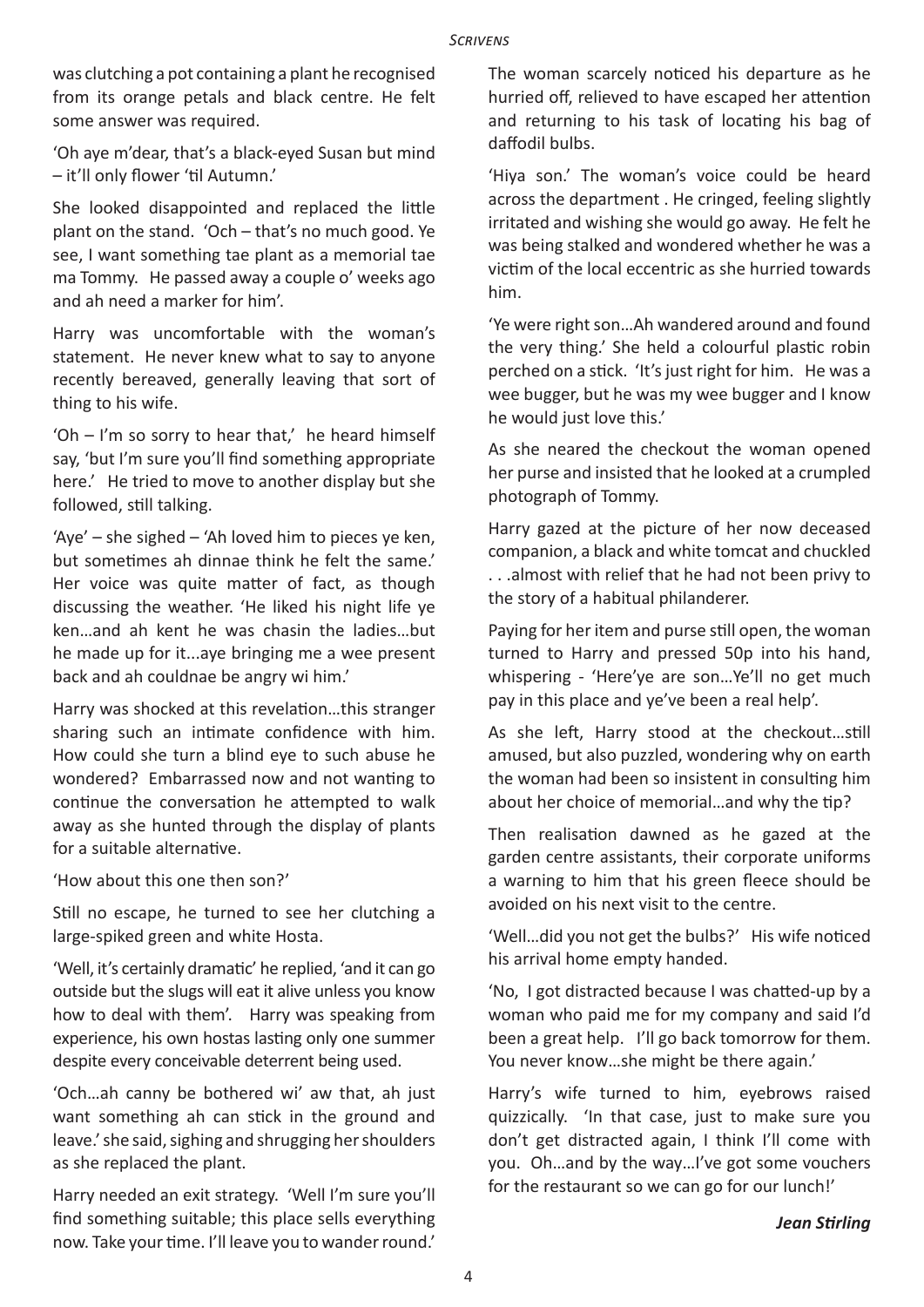was clutching a pot containing a plant he recognised from its orange petals and black centre. He felt some answer was required.

'Oh aye m'dear, that's a black-eyed Susan but mind – it'll only flower 'til Autumn.'

She looked disappointed and replaced the little plant on the stand. 'Och – that's no much good. Ye see, I want something tae plant as a memorial tae ma Tommy. He passed away a couple o' weeks ago and ah need a marker for him'.

Harry was uncomfortable with the woman's statement. He never knew what to say to anyone recently bereaved, generally leaving that sort of thing to his wife.

'Oh – I'm so sorry to hear that,' he heard himself say, 'but I'm sure you'll find something appropriate here.' He tried to move to another display but she followed, still talking.

'Aye' – she sighed – 'Ah loved him to pieces ye ken, but sometimes ah dinnae think he felt the same.' Her voice was quite matter of fact, as though discussing the weather. 'He liked his night life ye ken…and ah kent he was chasin the ladies…but he made up for it...aye bringing me a wee present back and ah couldnae be angry wi him.'

Harry was shocked at this revelation…this stranger sharing such an intimate confidence with him. How could she turn a blind eye to such abuse he wondered? Embarrassed now and not wanting to continue the conversation he attempted to walk away as she hunted through the display of plants for a suitable alternative.

'How about this one then son?'

Still no escape, he turned to see her clutching a large-spiked green and white Hosta.

'Well, it's certainly dramatic' he replied, 'and it can go outside but the slugs will eat it alive unless you know how to deal with them'. Harry was speaking from experience, his own hostas lasting only one summer despite every conceivable deterrent being used.

'Och…ah canny be bothered wi' aw that, ah just want something ah can stick in the ground and leave.' she said, sighing and shrugging her shoulders as she replaced the plant.

Harry needed an exit strategy. 'Well I'm sure you'll find something suitable; this place sells everything now. Take your time. I'll leave you to wander round.'

The woman scarcely noticed his departure as he hurried off, relieved to have escaped her attention and returning to his task of locating his bag of daffodil bulbs.

'Hiya son.' The woman's voice could be heard across the department . He cringed, feeling slightly irritated and wishing she would go away. He felt he was being stalked and wondered whether he was a victim of the local eccentric as she hurried towards him.

'Ye were right son…Ah wandered around and found the very thing.' She held a colourful plastic robin perched on a stick. 'It's just right for him. He was a wee bugger, but he was my wee bugger and I know he would just love this.'

As she neared the checkout the woman opened her purse and insisted that he looked at a crumpled photograph of Tommy.

Harry gazed at the picture of her now deceased companion, a black and white tomcat and chuckled . . .almost with relief that he had not been privy to the story of a habitual philanderer.

Paying for her item and purse still open, the woman turned to Harry and pressed 50p into his hand, whispering - 'Here'ye are son…Ye'll no get much pay in this place and ye've been a real help'.

As she left, Harry stood at the checkout…still amused, but also puzzled, wondering why on earth the woman had been so insistent in consulting him about her choice of memorial…and why the tip?

Then realisation dawned as he gazed at the garden centre assistants, their corporate uniforms a warning to him that his green fleece should be avoided on his next visit to the centre.

'Well…did you not get the bulbs?' His wife noticed his arrival home empty handed.

'No, I got distracted because I was chatted-up by a woman who paid me for my company and said I'd been a great help. I'll go back tomorrow for them. You never know…she might be there again.'

Harry's wife turned to him, eyebrows raised quizzically. 'In that case, just to make sure you don't get distracted again, I think I'll come with you. Oh…and by the way…I've got some vouchers for the restaurant so we can go for our lunch!'

***Jean Stirling***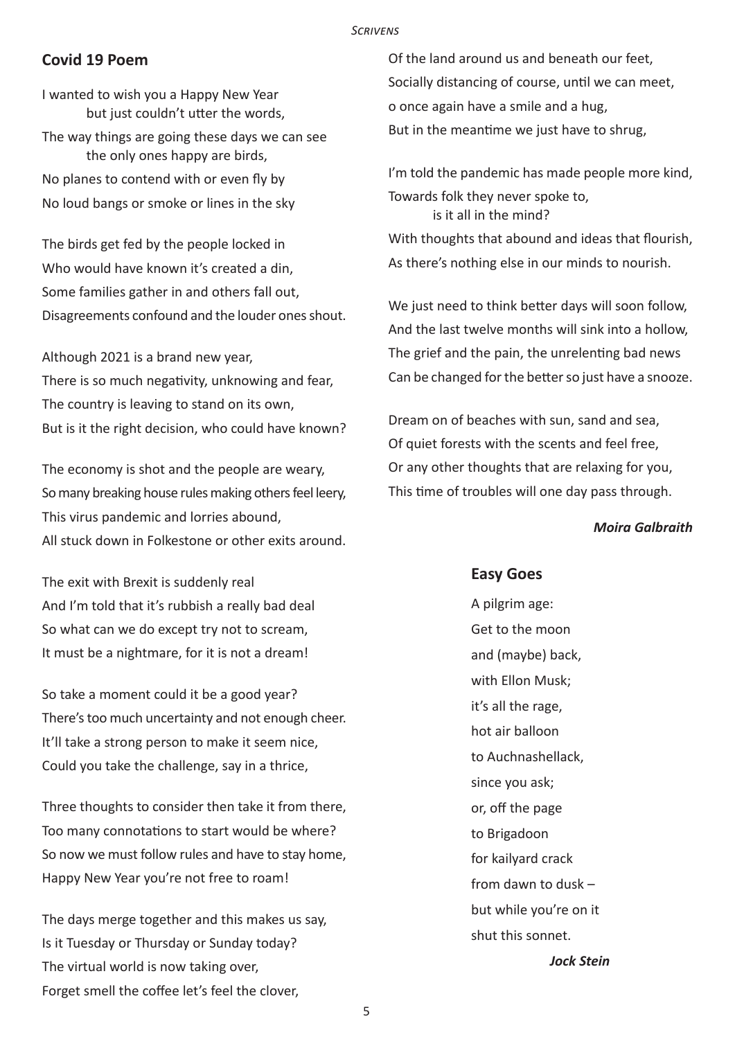## Covid 19 Poem

I wanted to wish you a Happy New Year
but just couldn't utter the words,
The way things are going these days we can see
the only ones happy are birds,
No planes to contend with or even fly by
No loud bangs or smoke or lines in the sky

The birds get fed by the people locked in
Who would have known it's created a din,
Some families gather in and others fall out,
Disagreements confound and the louder ones shout.

Although 2021 is a brand new year,
There is so much negativity, unknowing and fear,
The country is leaving to stand on its own,
But is it the right decision, who could have known?

The economy is shot and the people are weary,
So many breaking house rules making others feel leery,
This virus pandemic and lorries abound,
All stuck down in Folkestone or other exits around.

The exit with Brexit is suddenly real
And I'm told that it's rubbish a really bad deal
So what can we do except try not to scream,
It must be a nightmare, for it is not a dream!

So take a moment could it be a good year?
There's too much uncertainty and not enough cheer.
It'll take a strong person to make it seem nice,
Could you take the challenge, say in a thrice,

Three thoughts to consider then take it from there,
Too many connotations to start would be where?
So now we must follow rules and have to stay home,
Happy New Year you're not free to roam!

The days merge together and this makes us say,
Is it Tuesday or Thursday or Sunday today?
The virtual world is now taking over,
Forget smell the coffee let's feel the clover,
Of the land around us and beneath our feet,
Socially distancing of course, until we can meet,
o once again have a smile and a hug,
But in the meantime we just have to shrug,

I'm told the pandemic has made people more kind,
Towards folk they never spoke to,
is it all in the mind?
With thoughts that abound and ideas that flourish,
As there's nothing else in our minds to nourish.

We just need to think better days will soon follow,
And the last twelve months will sink into a hollow,
The grief and the pain, the unrelenting bad news
Can be changed for the better so just have a snooze.

Dream on of beaches with sun, sand and sea,
Of quiet forests with the scents and feel free,
Or any other thoughts that are relaxing for you,
This time of troubles will one day pass through.

***Moira Galbraith***

## Easy Goes

A pilgrim age:
Get to the moon
and (maybe) back,
with Ellon Musk;
it's all the rage,
hot air balloon
to Auchnashellack,
since you ask;
or, off the page
to Brigadoon
for kailyard crack
from dawn to dusk –
but while you're on it
shut this sonnet.

***Jock Stein***